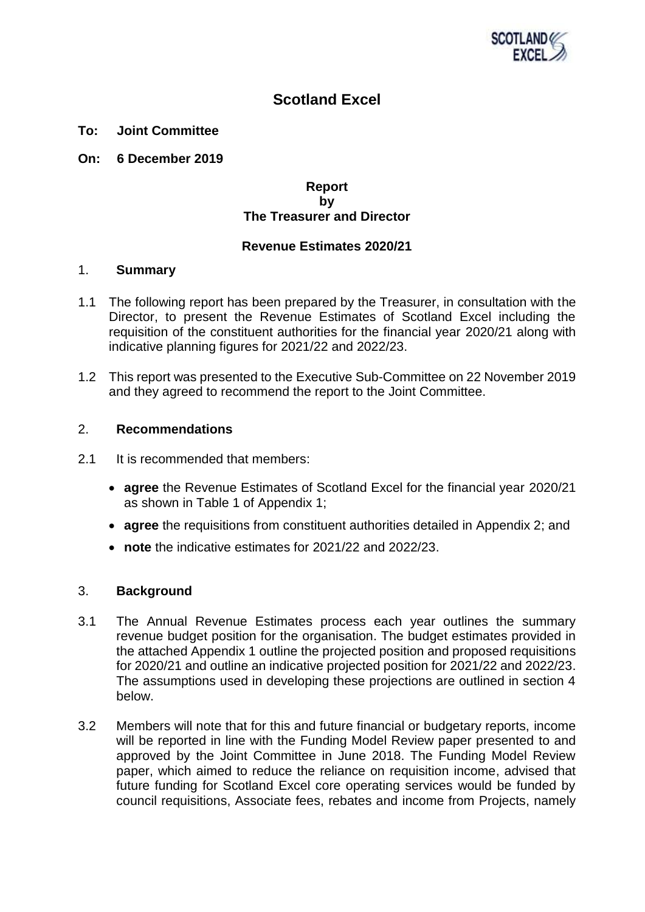# Scotland Excel

**To: Joint Committee**

**On: 6 December 2019**

**Report**
**by**
**The Treasurer and Director**

**Revenue Estimates 2020/21**

## 1. Summary

1.1 The following report has been prepared by the Treasurer, in consultation with the Director, to present the Revenue Estimates of Scotland Excel including the requisition of the constituent authorities for the financial year 2020/21 along with indicative planning figures for 2021/22 and 2022/23.

1.2 This report was presented to the Executive Sub-Committee on 22 November 2019 and they agreed to recommend the report to the Joint Committee.

## 2. Recommendations

2.1 It is recommended that members:

- **agree** the Revenue Estimates of Scotland Excel for the financial year 2020/21 as shown in Table 1 of Appendix 1;
- **agree** the requisitions from constituent authorities detailed in Appendix 2; and
- **note** the indicative estimates for 2021/22 and 2022/23.

## 3. Background

3.1 The Annual Revenue Estimates process each year outlines the summary revenue budget position for the organisation. The budget estimates provided in the attached Appendix 1 outline the projected position and proposed requisitions for 2020/21 and outline an indicative projected position for 2021/22 and 2022/23. The assumptions used in developing these projections are outlined in section 4 below.

3.2 Members will note that for this and future financial or budgetary reports, income will be reported in line with the Funding Model Review paper presented to and approved by the Joint Committee in June 2018. The Funding Model Review paper, which aimed to reduce the reliance on requisition income, advised that future funding for Scotland Excel core operating services would be funded by council requisitions, Associate fees, rebates and income from Projects, namely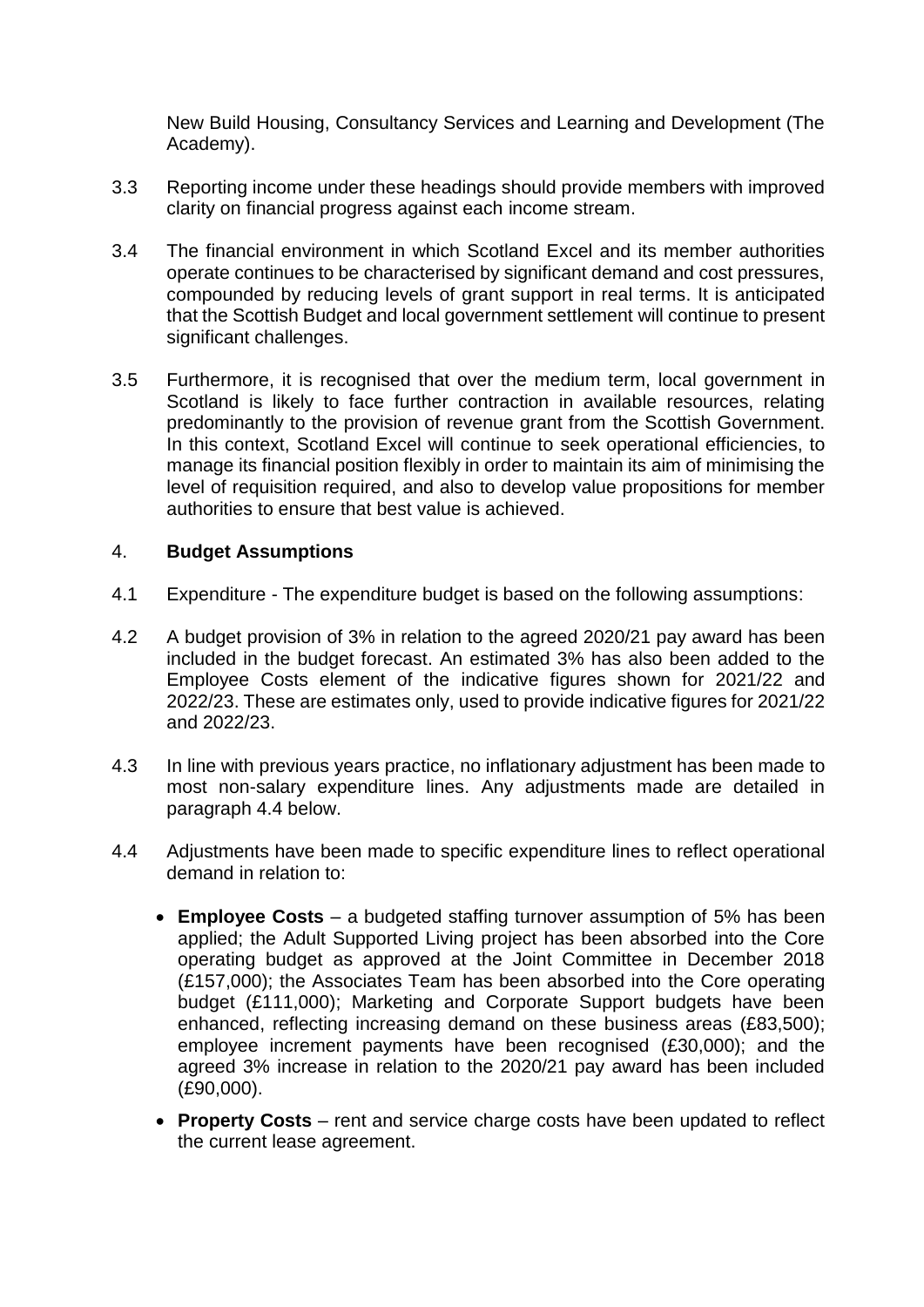New Build Housing, Consultancy Services and Learning and Development (The Academy).

3.3 Reporting income under these headings should provide members with improved clarity on financial progress against each income stream.

3.4 The financial environment in which Scotland Excel and its member authorities operate continues to be characterised by significant demand and cost pressures, compounded by reducing levels of grant support in real terms. It is anticipated that the Scottish Budget and local government settlement will continue to present significant challenges.

3.5 Furthermore, it is recognised that over the medium term, local government in Scotland is likely to face further contraction in available resources, relating predominantly to the provision of revenue grant from the Scottish Government. In this context, Scotland Excel will continue to seek operational efficiencies, to manage its financial position flexibly in order to maintain its aim of minimising the level of requisition required, and also to develop value propositions for member authorities to ensure that best value is achieved.

## 4. **Budget Assumptions**

4.1 Expenditure - The expenditure budget is based on the following assumptions:

4.2 A budget provision of 3% in relation to the agreed 2020/21 pay award has been included in the budget forecast. An estimated 3% has also been added to the Employee Costs element of the indicative figures shown for 2021/22 and 2022/23. These are estimates only, used to provide indicative figures for 2021/22 and 2022/23.

4.3 In line with previous years practice, no inflationary adjustment has been made to most non-salary expenditure lines. Any adjustments made are detailed in paragraph 4.4 below.

4.4 Adjustments have been made to specific expenditure lines to reflect operational demand in relation to:

- **Employee Costs** – a budgeted staffing turnover assumption of 5% has been applied; the Adult Supported Living project has been absorbed into the Core operating budget as approved at the Joint Committee in December 2018 (£157,000); the Associates Team has been absorbed into the Core operating budget (£111,000); Marketing and Corporate Support budgets have been enhanced, reflecting increasing demand on these business areas (£83,500); employee increment payments have been recognised (£30,000); and the agreed 3% increase in relation to the 2020/21 pay award has been included (£90,000).
- **Property Costs** – rent and service charge costs have been updated to reflect the current lease agreement.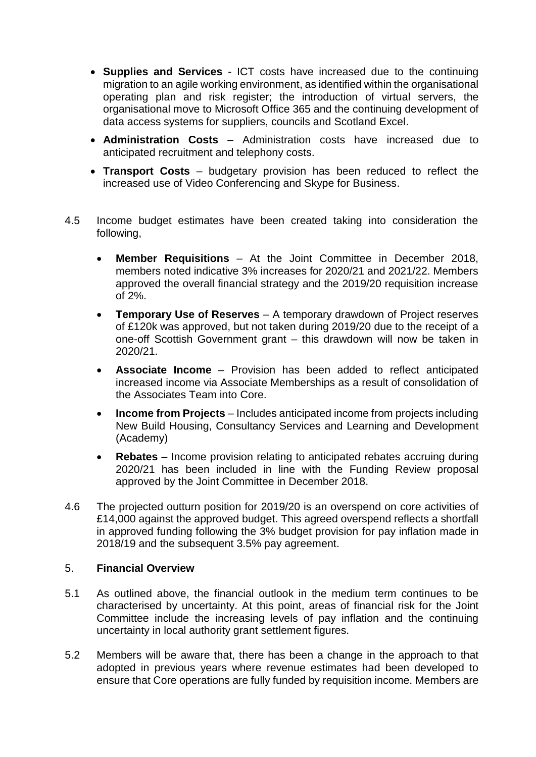- **Supplies and Services** - ICT costs have increased due to the continuing migration to an agile working environment, as identified within the organisational operating plan and risk register; the introduction of virtual servers, the organisational move to Microsoft Office 365 and the continuing development of data access systems for suppliers, councils and Scotland Excel.
- **Administration Costs** – Administration costs have increased due to anticipated recruitment and telephony costs.
- **Transport Costs** – budgetary provision has been reduced to reflect the increased use of Video Conferencing and Skype for Business.

4.5 Income budget estimates have been created taking into consideration the following,

- **Member Requisitions** – At the Joint Committee in December 2018, members noted indicative 3% increases for 2020/21 and 2021/22. Members approved the overall financial strategy and the 2019/20 requisition increase of 2%.
- **Temporary Use of Reserves** – A temporary drawdown of Project reserves of £120k was approved, but not taken during 2019/20 due to the receipt of a one-off Scottish Government grant – this drawdown will now be taken in 2020/21.
- **Associate Income** – Provision has been added to reflect anticipated increased income via Associate Memberships as a result of consolidation of the Associates Team into Core.
- **Income from Projects** – Includes anticipated income from projects including New Build Housing, Consultancy Services and Learning and Development (Academy)
- **Rebates** – Income provision relating to anticipated rebates accruing during 2020/21 has been included in line with the Funding Review proposal approved by the Joint Committee in December 2018.

4.6 The projected outturn position for 2019/20 is an overspend on core activities of £14,000 against the approved budget. This agreed overspend reflects a shortfall in approved funding following the 3% budget provision for pay inflation made in 2018/19 and the subsequent 3.5% pay agreement.

## 5. Financial Overview

5.1 As outlined above, the financial outlook in the medium term continues to be characterised by uncertainty. At this point, areas of financial risk for the Joint Committee include the increasing levels of pay inflation and the continuing uncertainty in local authority grant settlement figures.

5.2 Members will be aware that, there has been a change in the approach to that adopted in previous years where revenue estimates had been developed to ensure that Core operations are fully funded by requisition income. Members are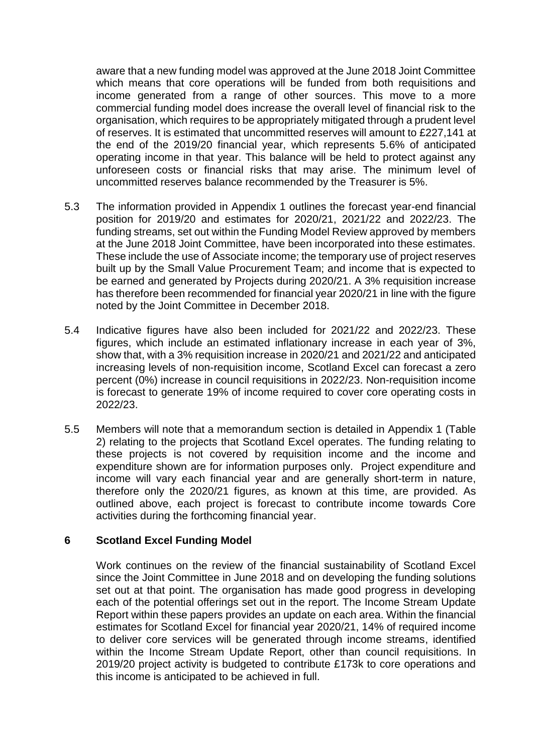aware that a new funding model was approved at the June 2018 Joint Committee which means that core operations will be funded from both requisitions and income generated from a range of other sources. This move to a more commercial funding model does increase the overall level of financial risk to the organisation, which requires to be appropriately mitigated through a prudent level of reserves. It is estimated that uncommitted reserves will amount to £227,141 at the end of the 2019/20 financial year, which represents 5.6% of anticipated operating income in that year. This balance will be held to protect against any unforeseen costs or financial risks that may arise. The minimum level of uncommitted reserves balance recommended by the Treasurer is 5%.

5.3 The information provided in Appendix 1 outlines the forecast year-end financial position for 2019/20 and estimates for 2020/21, 2021/22 and 2022/23. The funding streams, set out within the Funding Model Review approved by members at the June 2018 Joint Committee, have been incorporated into these estimates. These include the use of Associate income; the temporary use of project reserves built up by the Small Value Procurement Team; and income that is expected to be earned and generated by Projects during 2020/21. A 3% requisition increase has therefore been recommended for financial year 2020/21 in line with the figure noted by the Joint Committee in December 2018.

5.4 Indicative figures have also been included for 2021/22 and 2022/23. These figures, which include an estimated inflationary increase in each year of 3%, show that, with a 3% requisition increase in 2020/21 and 2021/22 and anticipated increasing levels of non-requisition income, Scotland Excel can forecast a zero percent (0%) increase in council requisitions in 2022/23. Non-requisition income is forecast to generate 19% of income required to cover core operating costs in 2022/23.

5.5 Members will note that a memorandum section is detailed in Appendix 1 (Table 2) relating to the projects that Scotland Excel operates. The funding relating to these projects is not covered by requisition income and the income and expenditure shown are for information purposes only. Project expenditure and income will vary each financial year and are generally short-term in nature, therefore only the 2020/21 figures, as known at this time, are provided. As outlined above, each project is forecast to contribute income towards Core activities during the forthcoming financial year.

## 6 Scotland Excel Funding Model

Work continues on the review of the financial sustainability of Scotland Excel since the Joint Committee in June 2018 and on developing the funding solutions set out at that point. The organisation has made good progress in developing each of the potential offerings set out in the report. The Income Stream Update Report within these papers provides an update on each area. Within the financial estimates for Scotland Excel for financial year 2020/21, 14% of required income to deliver core services will be generated through income streams, identified within the Income Stream Update Report, other than council requisitions. In 2019/20 project activity is budgeted to contribute £173k to core operations and this income is anticipated to be achieved in full.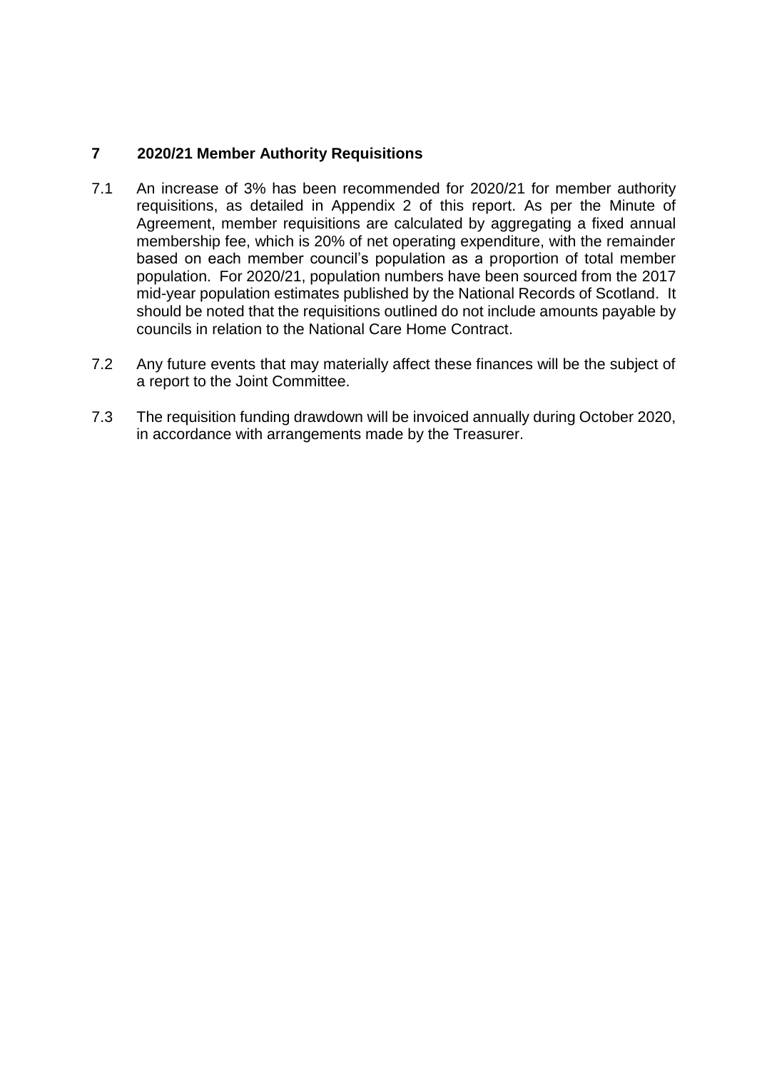## 7 2020/21 Member Authority Requisitions

7.1 An increase of 3% has been recommended for 2020/21 for member authority requisitions, as detailed in Appendix 2 of this report. As per the Minute of Agreement, member requisitions are calculated by aggregating a fixed annual membership fee, which is 20% of net operating expenditure, with the remainder based on each member council's population as a proportion of total member population. For 2020/21, population numbers have been sourced from the 2017 mid-year population estimates published by the National Records of Scotland. It should be noted that the requisitions outlined do not include amounts payable by councils in relation to the National Care Home Contract.

7.2 Any future events that may materially affect these finances will be the subject of a report to the Joint Committee.

7.3 The requisition funding drawdown will be invoiced annually during October 2020, in accordance with arrangements made by the Treasurer.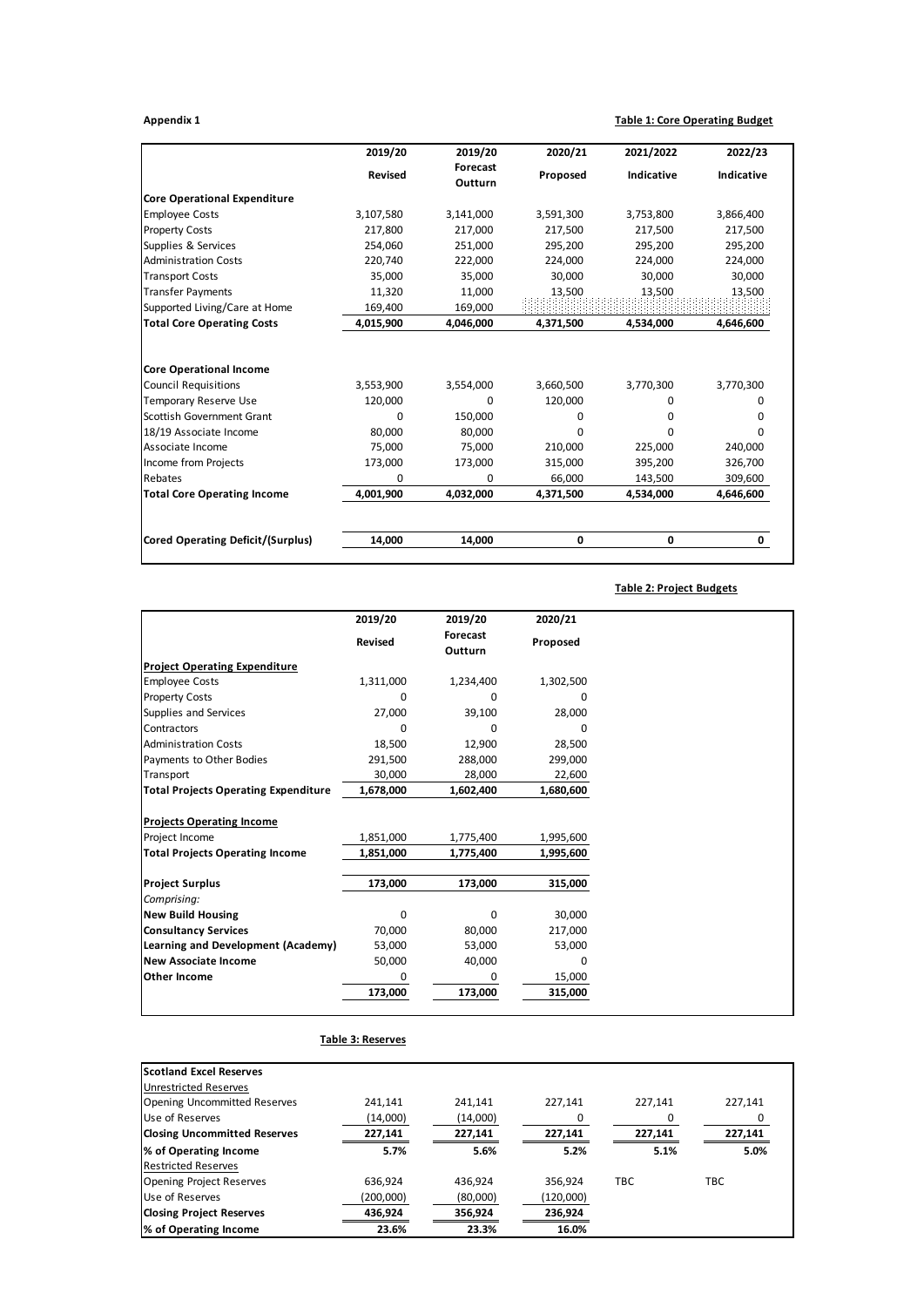**Appendix 1**

**Table 1: Core Operating Budget**

| | 2019/20 Revised | 2019/20 Forecast Outturn | 2020/21 Proposed | 2021/2022 Indicative | 2022/23 Indicative |
|---|---|---|---|---|---|
| **Core Operational Expenditure** | | | | | |
| Employee Costs | 3,107,580 | 3,141,000 | 3,591,300 | 3,753,800 | 3,866,400 |
| Property Costs | 217,800 | 217,000 | 217,500 | 217,500 | 217,500 |
| Supplies & Services | 254,060 | 251,000 | 295,200 | 295,200 | 295,200 |
| Administration Costs | 220,740 | 222,000 | 224,000 | 224,000 | 224,000 |
| Transport Costs | 35,000 | 35,000 | 30,000 | 30,000 | 30,000 |
| Transfer Payments | 11,320 | 11,000 | 13,500 | 13,500 | 13,500 |
| Supported Living/Care at Home | 169,400 | 169,000 | | | |
| **Total Core Operating Costs** | **4,015,900** | **4,046,000** | **4,371,500** | **4,534,000** | **4,646,600** |
| **Core Operational Income** | | | | | |
| Council Requisitions | 3,553,900 | 3,554,000 | 3,660,500 | 3,770,300 | 3,770,300 |
| Temporary Reserve Use | 120,000 | 0 | 120,000 | 0 | 0 |
| Scottish Government Grant | 0 | 150,000 | 0 | 0 | 0 |
| 18/19 Associate Income | 80,000 | 80,000 | 0 | 0 | 0 |
| Associate Income | 75,000 | 75,000 | 210,000 | 225,000 | 240,000 |
| Income from Projects | 173,000 | 173,000 | 315,000 | 395,200 | 326,700 |
| Rebates | 0 | 0 | 66,000 | 143,500 | 309,600 |
| **Total Core Operating Income** | **4,001,900** | **4,032,000** | **4,371,500** | **4,534,000** | **4,646,600** |
| **Cored Operating Deficit/(Surplus)** | **14,000** | **14,000** | **0** | **0** | **0** |

**Table 2: Project Budgets**

| | 2019/20 Revised | 2019/20 Forecast Outturn | 2020/21 Proposed |
|---|---|---|---|
| **Project Operating Expenditure** | | | |
| Employee Costs | 1,311,000 | 1,234,400 | 1,302,500 |
| Property Costs | 0 | 0 | 0 |
| Supplies and Services | 27,000 | 39,100 | 28,000 |
| Contractors | 0 | 0 | 0 |
| Administration Costs | 18,500 | 12,900 | 28,500 |
| Payments to Other Bodies | 291,500 | 288,000 | 299,000 |
| Transport | 30,000 | 28,000 | 22,600 |
| **Total Projects Operating Expenditure** | **1,678,000** | **1,602,400** | **1,680,600** |
| **Projects Operating Income** | | | |
| Project Income | 1,851,000 | 1,775,400 | 1,995,600 |
| **Total Projects Operating Income** | **1,851,000** | **1,775,400** | **1,995,600** |
| **Project Surplus** | **173,000** | **173,000** | **315,000** |
| *Comprising:* | | | |
| **New Build Housing** | 0 | 0 | 30,000 |
| **Consultancy Services** | 70,000 | 80,000 | 217,000 |
| **Learning and Development (Academy)** | 53,000 | 53,000 | 53,000 |
| **New Associate Income** | 50,000 | 40,000 | 0 |
| **Other Income** | 0 | 0 | 15,000 |
| | **173,000** | **173,000** | **315,000** |

**Table 3: Reserves**

| **Scotland Excel Reserves** | | | | | |
|---|---|---|---|---|---|
| Unrestricted Reserves | | | | | |
| Opening Uncommitted Reserves | 241,141 | 241,141 | 227,141 | 227,141 | 227,141 |
| Use of Reserves | (14,000) | (14,000) | 0 | 0 | 0 |
| **Closing Uncommitted Reserves** | **227,141** | **227,141** | **227,141** | **227,141** | **227,141** |
| **% of Operating Income** | **5.7%** | **5.6%** | **5.2%** | **5.1%** | **5.0%** |
| Restricted Reserves | | | | | |
| Opening Project Reserves | 636,924 | 436,924 | 356,924 | TBC | TBC |
| Use of Reserves | (200,000) | (80,000) | (120,000) | | |
| **Closing Project Reserves** | **436,924** | **356,924** | **236,924** | | |
| **% of Operating Income** | **23.6%** | **23.3%** | **16.0%** | | |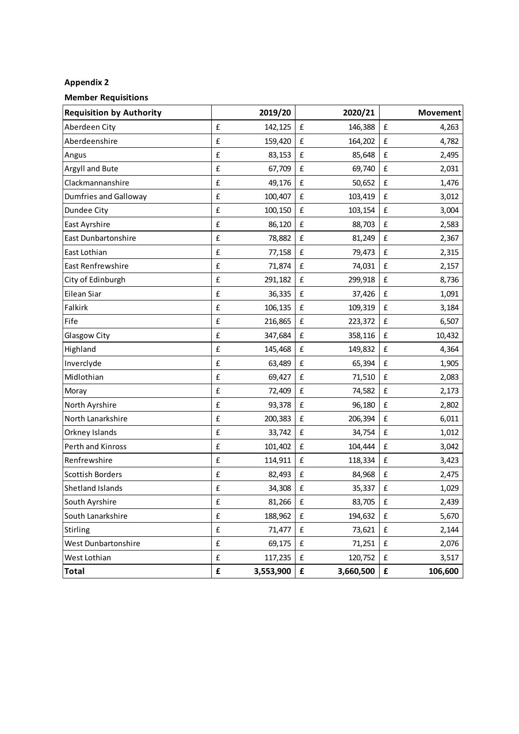**Appendix 2**

**Member Requisitions**

| Requisition by Authority | 2019/20 | 2020/21 | Movement |
|---|---|---|---|
| Aberdeen City | £ 142,125 | £ 146,388 | £ 4,263 |
| Aberdeenshire | £ 159,420 | £ 164,202 | £ 4,782 |
| Angus | £ 83,153 | £ 85,648 | £ 2,495 |
| Argyll and Bute | £ 67,709 | £ 69,740 | £ 2,031 |
| Clackmannanshire | £ 49,176 | £ 50,652 | £ 1,476 |
| Dumfries and Galloway | £ 100,407 | £ 103,419 | £ 3,012 |
| Dundee City | £ 100,150 | £ 103,154 | £ 3,004 |
| East Ayrshire | £ 86,120 | £ 88,703 | £ 2,583 |
| East Dunbartonshire | £ 78,882 | £ 81,249 | £ 2,367 |
| East Lothian | £ 77,158 | £ 79,473 | £ 2,315 |
| East Renfrewshire | £ 71,874 | £ 74,031 | £ 2,157 |
| City of Edinburgh | £ 291,182 | £ 299,918 | £ 8,736 |
| Eilean Siar | £ 36,335 | £ 37,426 | £ 1,091 |
| Falkirk | £ 106,135 | £ 109,319 | £ 3,184 |
| Fife | £ 216,865 | £ 223,372 | £ 6,507 |
| Glasgow City | £ 347,684 | £ 358,116 | £ 10,432 |
| Highland | £ 145,468 | £ 149,832 | £ 4,364 |
| Inverclyde | £ 63,489 | £ 65,394 | £ 1,905 |
| Midlothian | £ 69,427 | £ 71,510 | £ 2,083 |
| Moray | £ 72,409 | £ 74,582 | £ 2,173 |
| North Ayrshire | £ 93,378 | £ 96,180 | £ 2,802 |
| North Lanarkshire | £ 200,383 | £ 206,394 | £ 6,011 |
| Orkney Islands | £ 33,742 | £ 34,754 | £ 1,012 |
| Perth and Kinross | £ 101,402 | £ 104,444 | £ 3,042 |
| Renfrewshire | £ 114,911 | £ 118,334 | £ 3,423 |
| Scottish Borders | £ 82,493 | £ 84,968 | £ 2,475 |
| Shetland Islands | £ 34,308 | £ 35,337 | £ 1,029 |
| South Ayrshire | £ 81,266 | £ 83,705 | £ 2,439 |
| South Lanarkshire | £ 188,962 | £ 194,632 | £ 5,670 |
| Stirling | £ 71,477 | £ 73,621 | £ 2,144 |
| West Dunbartonshire | £ 69,175 | £ 71,251 | £ 2,076 |
| West Lothian | £ 117,235 | £ 120,752 | £ 3,517 |
| **Total** | **£ 3,553,900** | **£ 3,660,500** | **£ 106,600** |